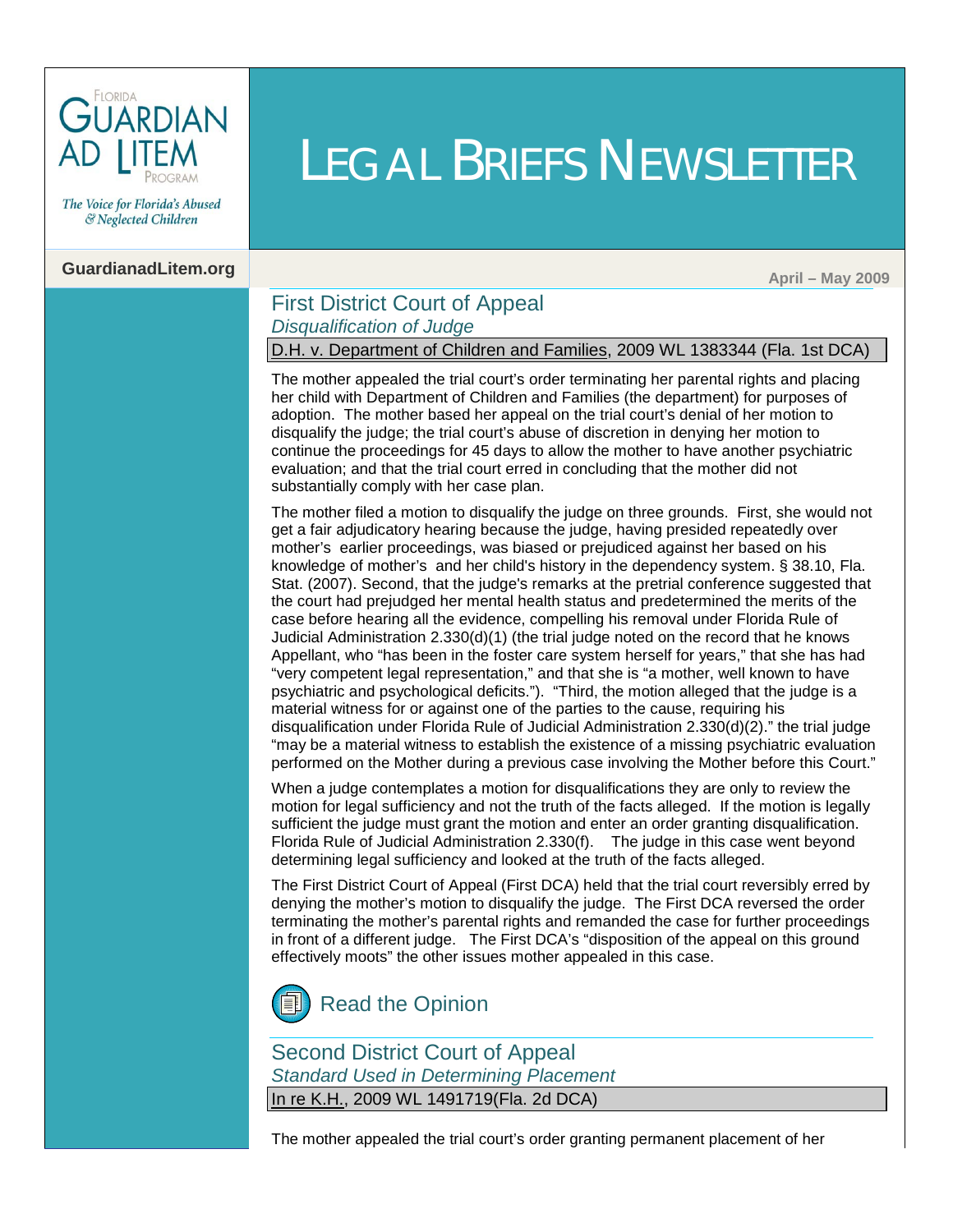# LEGAL BRIEFS NEWSLETTER

FLORIDA GUARDIAN AD LITEM PROGRAM

*The Voice for Florida's Abused & Neglected Children*

**GuardianadLitem.org**

**April – May 2009**

## First District Court of Appeal

### *Disqualification of Judge*

D.H. v. Department of Children and Families, 2009 WL 1383344 (Fla. 1st DCA)

The mother appealed the trial court's order terminating her parental rights and placing her child with Department of Children and Families (the department) for purposes of adoption. The mother based her appeal on the trial court's denial of her motion to disqualify the judge; the trial court's abuse of discretion in denying her motion to continue the proceedings for 45 days to allow the mother to have another psychiatric evaluation; and that the trial court erred in concluding that the mother did not substantially comply with her case plan.

The mother filed a motion to disqualify the judge on three grounds. First, she would not get a fair adjudicatory hearing because the judge, having presided repeatedly over mother's earlier proceedings, was biased or prejudiced against her based on his knowledge of mother's and her child's history in the dependency system. § 38.10, Fla. Stat. (2007). Second, that the judge's remarks at the pretrial conference suggested that the court had prejudged her mental health status and predetermined the merits of the case before hearing all the evidence, compelling his removal under Florida Rule of Judicial Administration 2.330(d)(1) (the trial judge noted on the record that he knows Appellant, who "has been in the foster care system herself for years," that she has had "very competent legal representation," and that she is "a mother, well known to have psychiatric and psychological deficits."). "Third, the motion alleged that the judge is a material witness for or against one of the parties to the cause, requiring his disqualification under Florida Rule of Judicial Administration 2.330(d)(2)." the trial judge "may be a material witness to establish the existence of a missing psychiatric evaluation performed on the Mother during a previous case involving the Mother before this Court."

When a judge contemplates a motion for disqualifications they are only to review the motion for legal sufficiency and not the truth of the facts alleged. If the motion is legally sufficient the judge must grant the motion and enter an order granting disqualification. Florida Rule of Judicial Administration 2.330(f). The judge in this case went beyond determining legal sufficiency and looked at the truth of the facts alleged.

The First District Court of Appeal (First DCA) held that the trial court reversibly erred by denying the mother's motion to disqualify the judge. The First DCA reversed the order terminating the mother's parental rights and remanded the case for further proceedings in front of a different judge. The First DCA's "disposition of the appeal on this ground effectively moots" the other issues mother appealed in this case.

Read the Opinion

## Second District Court of Appeal

### *Standard Used in Determining Placement*

In re K.H., 2009 WL 1491719(Fla. 2d DCA)

The mother appealed the trial court's order granting permanent placement of her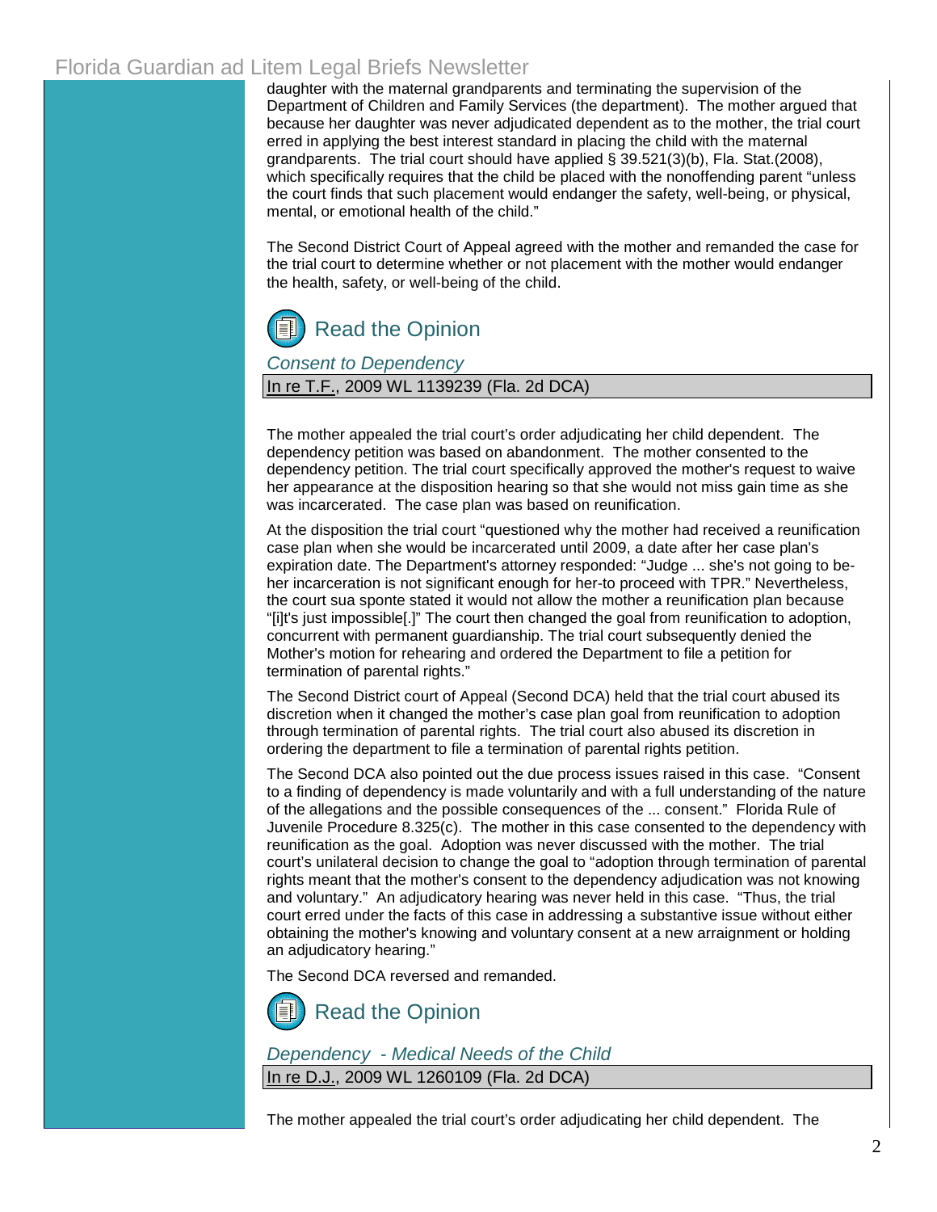daughter with the maternal grandparents and terminating the supervision of the Department of Children and Family Services (the department). The mother argued that because her daughter was never adjudicated dependent as to the mother, the trial court erred in applying the best interest standard in placing the child with the maternal grandparents. The trial court should have applied § 39.521(3)(b), Fla. Stat.(2008), which specifically requires that the child be placed with the nonoffending parent "unless the court finds that such placement would endanger the safety, well-being, or physical, mental, or emotional health of the child."

The Second District Court of Appeal agreed with the mother and remanded the case for the trial court to determine whether or not placement with the mother would endanger the health, safety, or well-being of the child.

Read the Opinion

*Consent to Dependency*

In re T.F., 2009 WL 1139239 (Fla. 2d DCA)

The mother appealed the trial court's order adjudicating her child dependent. The dependency petition was based on abandonment. The mother consented to the dependency petition. The trial court specifically approved the mother's request to waive her appearance at the disposition hearing so that she would not miss gain time as she was incarcerated. The case plan was based on reunification.

At the disposition the trial court "questioned why the mother had received a reunification case plan when she would be incarcerated until 2009, a date after her case plan's expiration date. The Department's attorney responded: "Judge ... she's not going to be- her incarceration is not significant enough for her-to proceed with TPR." Nevertheless, the court sua sponte stated it would not allow the mother a reunification plan because "[i]t's just impossible[.]" The court then changed the goal from reunification to adoption, concurrent with permanent guardianship. The trial court subsequently denied the Mother's motion for rehearing and ordered the Department to file a petition for termination of parental rights."

The Second District court of Appeal (Second DCA) held that the trial court abused its discretion when it changed the mother's case plan goal from reunification to adoption through termination of parental rights. The trial court also abused its discretion in ordering the department to file a termination of parental rights petition.

The Second DCA also pointed out the due process issues raised in this case. "Consent to a finding of dependency is made voluntarily and with a full understanding of the nature of the allegations and the possible consequences of the ... consent." Florida Rule of Juvenile Procedure 8.325(c). The mother in this case consented to the dependency with reunification as the goal. Adoption was never discussed with the mother. The trial court's unilateral decision to change the goal to "adoption through termination of parental rights meant that the mother's consent to the dependency adjudication was not knowing and voluntary." An adjudicatory hearing was never held in this case. "Thus, the trial court erred under the facts of this case in addressing a substantive issue without either obtaining the mother's knowing and voluntary consent at a new arraignment or holding an adjudicatory hearing."

The Second DCA reversed and remanded.

Read the Opinion

*Dependency - Medical Needs of the Child*

In re D.J., 2009 WL 1260109 (Fla. 2d DCA)

The mother appealed the trial court's order adjudicating her child dependent. The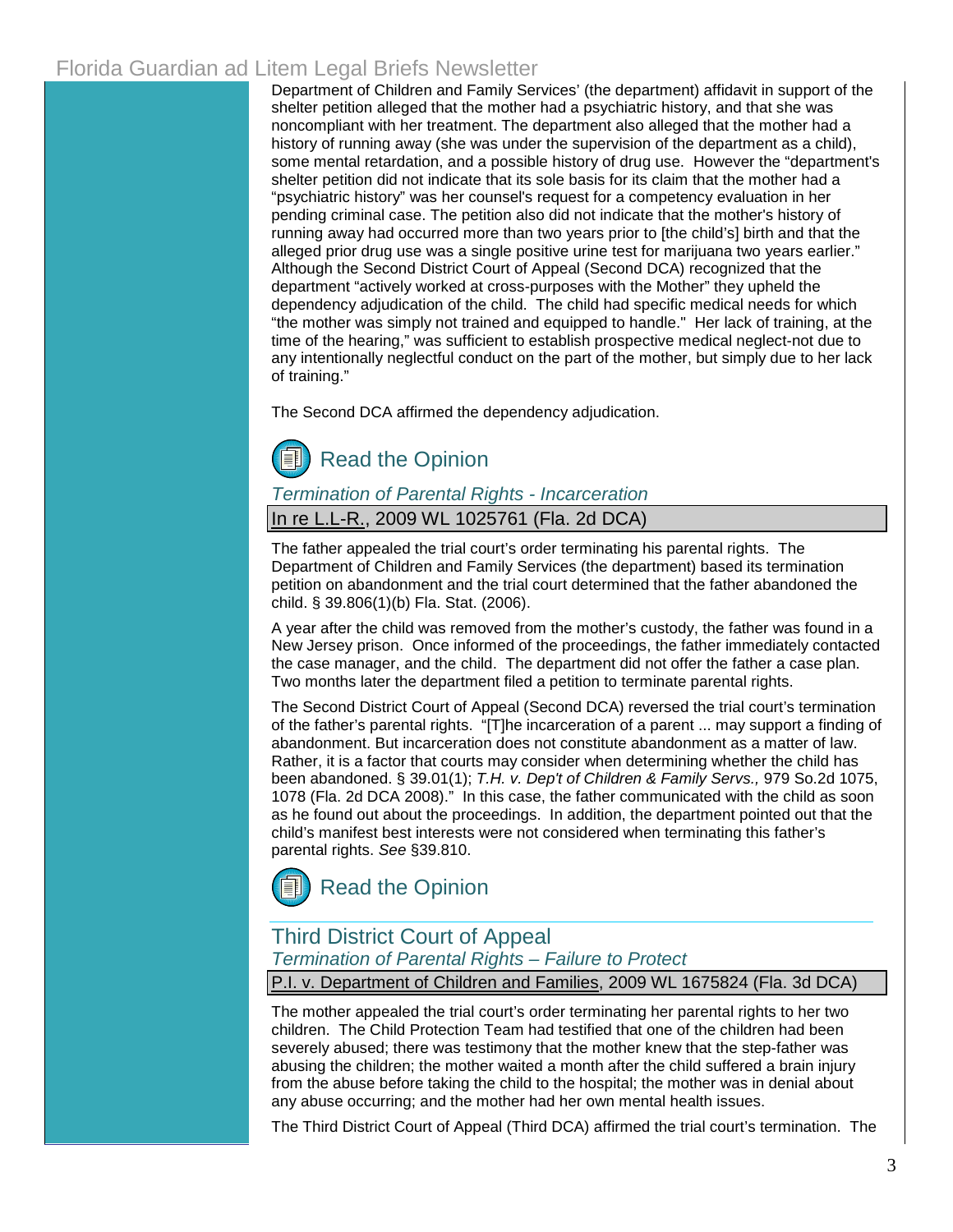Department of Children and Family Services' (the department) affidavit in support of the shelter petition alleged that the mother had a psychiatric history, and that she was noncompliant with her treatment. The department also alleged that the mother had a history of running away (she was under the supervision of the department as a child), some mental retardation, and a possible history of drug use. However the "department's shelter petition did not indicate that its sole basis for its claim that the mother had a "psychiatric history" was her counsel's request for a competency evaluation in her pending criminal case. The petition also did not indicate that the mother's history of running away had occurred more than two years prior to [the child's] birth and that the alleged prior drug use was a single positive urine test for marijuana two years earlier." Although the Second District Court of Appeal (Second DCA) recognized that the department "actively worked at cross-purposes with the Mother" they upheld the dependency adjudication of the child. The child had specific medical needs for which "the mother was simply not trained and equipped to handle." Her lack of training, at the time of the hearing," was sufficient to establish prospective medical neglect-not due to any intentionally neglectful conduct on the part of the mother, but simply due to her lack of training."

The Second DCA affirmed the dependency adjudication.

Read the Opinion

*Termination of Parental Rights - Incarceration*

In re L.L-R., 2009 WL 1025761 (Fla. 2d DCA)

The father appealed the trial court's order terminating his parental rights. The Department of Children and Family Services (the department) based its termination petition on abandonment and the trial court determined that the father abandoned the child. § 39.806(1)(b) Fla. Stat. (2006).

A year after the child was removed from the mother's custody, the father was found in a New Jersey prison. Once informed of the proceedings, the father immediately contacted the case manager, and the child. The department did not offer the father a case plan. Two months later the department filed a petition to terminate parental rights.

The Second District Court of Appeal (Second DCA) reversed the trial court's termination of the father's parental rights. "[T]he incarceration of a parent ... may support a finding of abandonment. But incarceration does not constitute abandonment as a matter of law. Rather, it is a factor that courts may consider when determining whether the child has been abandoned. § 39.01(1); *T.H. v. Dep't of Children & Family Servs.,* 979 So.2d 1075, 1078 (Fla. 2d DCA 2008)." In this case, the father communicated with the child as soon as he found out about the proceedings. In addition, the department pointed out that the child's manifest best interests were not considered when terminating this father's parental rights. *See* §39.810.

Read the Opinion

## Third District Court of Appeal

*Termination of Parental Rights – Failure to Protect*

P.I. v. Department of Children and Families, 2009 WL 1675824 (Fla. 3d DCA)

The mother appealed the trial court's order terminating her parental rights to her two children. The Child Protection Team had testified that one of the children had been severely abused; there was testimony that the mother knew that the step-father was abusing the children; the mother waited a month after the child suffered a brain injury from the abuse before taking the child to the hospital; the mother was in denial about any abuse occurring; and the mother had her own mental health issues.

The Third District Court of Appeal (Third DCA) affirmed the trial court's termination. The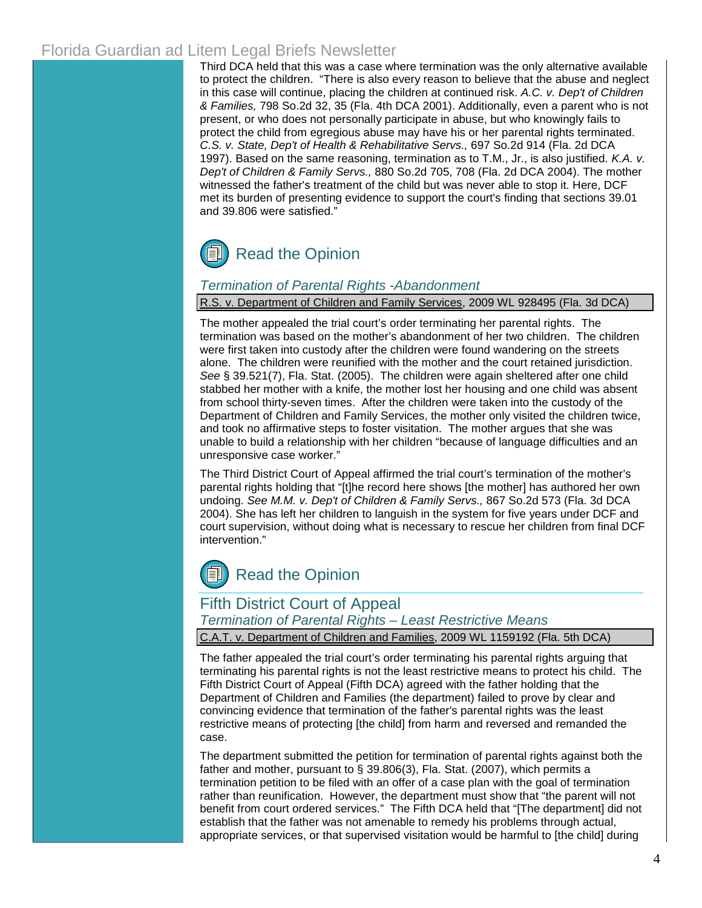Third DCA held that this was a case where termination was the only alternative available to protect the children. "There is also every reason to believe that the abuse and neglect in this case will continue, placing the children at continued risk. *A.C. v. Dep't of Children & Families,* 798 So.2d 32, 35 (Fla. 4th DCA 2001). Additionally, even a parent who is not present, or who does not personally participate in abuse, but who knowingly fails to protect the child from egregious abuse may have his or her parental rights terminated. *C.S. v. State, Dep't of Health & Rehabilitative Servs.,* 697 So.2d 914 (Fla. 2d DCA 1997). Based on the same reasoning, termination as to T.M., Jr., is also justified. *K.A. v. Dep't of Children & Family Servs.,* 880 So.2d 705, 708 (Fla. 2d DCA 2004). The mother witnessed the father's treatment of the child but was never able to stop it. Here, DCF met its burden of presenting evidence to support the court's finding that sections 39.01 and 39.806 were satisfied."

Read the Opinion

### *Termination of Parental Rights -Abandonment*

R.S. v. Department of Children and Family Services, 2009 WL 928495 (Fla. 3d DCA)

The mother appealed the trial court's order terminating her parental rights. The termination was based on the mother's abandonment of her two children. The children were first taken into custody after the children were found wandering on the streets alone. The children were reunified with the mother and the court retained jurisdiction. *See* § 39.521(7), Fla. Stat. (2005). The children were again sheltered after one child stabbed her mother with a knife, the mother lost her housing and one child was absent from school thirty-seven times. After the children were taken into the custody of the Department of Children and Family Services, the mother only visited the children twice, and took no affirmative steps to foster visitation. The mother argues that she was unable to build a relationship with her children "because of language difficulties and an unresponsive case worker."

The Third District Court of Appeal affirmed the trial court's termination of the mother's parental rights holding that "[t]he record here shows [the mother] has authored her own undoing. *See M.M. v. Dep't of Children & Family Servs.,* 867 So.2d 573 (Fla. 3d DCA 2004). She has left her children to languish in the system for five years under DCF and court supervision, without doing what is necessary to rescue her children from final DCF intervention."

Read the Opinion

## Fifth District Court of Appeal

### *Termination of Parental Rights – Least Restrictive Means*

C.A.T. v. Department of Children and Families, 2009 WL 1159192 (Fla. 5th DCA)

The father appealed the trial court's order terminating his parental rights arguing that terminating his parental rights is not the least restrictive means to protect his child. The Fifth District Court of Appeal (Fifth DCA) agreed with the father holding that the Department of Children and Families (the department) failed to prove by clear and convincing evidence that termination of the father's parental rights was the least restrictive means of protecting [the child] from harm and reversed and remanded the case.

The department submitted the petition for termination of parental rights against both the father and mother, pursuant to § 39.806(3), Fla. Stat. (2007), which permits a termination petition to be filed with an offer of a case plan with the goal of termination rather than reunification. However, the department must show that "the parent will not benefit from court ordered services." The Fifth DCA held that "[The department] did not establish that the father was not amenable to remedy his problems through actual, appropriate services, or that supervised visitation would be harmful to [the child] during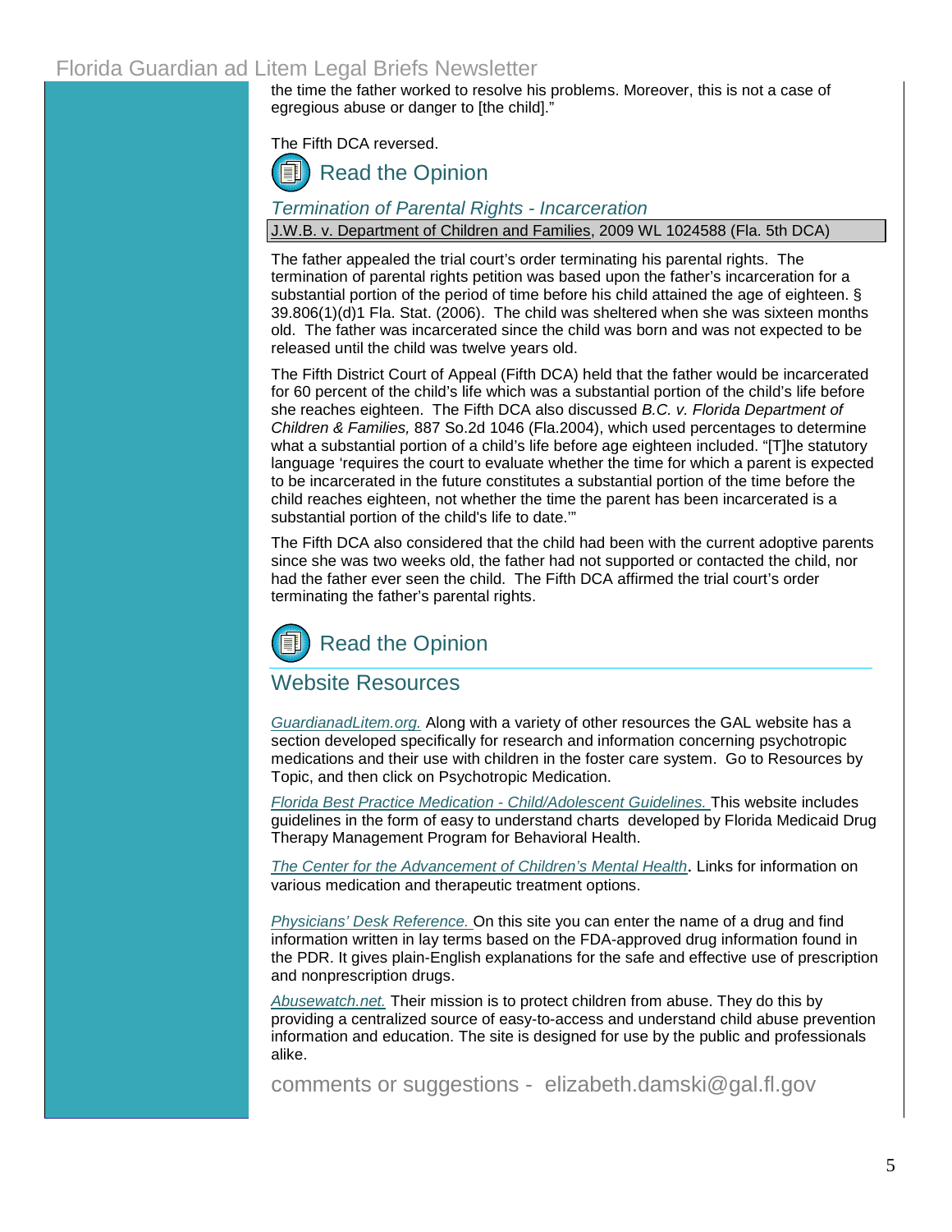the time the father worked to resolve his problems. Moreover, this is not a case of egregious abuse or danger to [the child]."

The Fifth DCA reversed.

Read the Opinion

### *Termination of Parental Rights - Incarceration*

J.W.B. v. Department of Children and Families, 2009 WL 1024588 (Fla. 5th DCA)

The father appealed the trial court's order terminating his parental rights. The termination of parental rights petition was based upon the father's incarceration for a substantial portion of the period of time before his child attained the age of eighteen. § 39.806(1)(d)1 Fla. Stat. (2006). The child was sheltered when she was sixteen months old. The father was incarcerated since the child was born and was not expected to be released until the child was twelve years old.

The Fifth District Court of Appeal (Fifth DCA) held that the father would be incarcerated for 60 percent of the child's life which was a substantial portion of the child's life before she reaches eighteen. The Fifth DCA also discussed *B.C. v. Florida Department of Children & Families,* 887 So.2d 1046 (Fla.2004), which used percentages to determine what a substantial portion of a child's life before age eighteen included. "[T]he statutory language 'requires the court to evaluate whether the time for which a parent is expected to be incarcerated in the future constitutes a substantial portion of the time before the child reaches eighteen, not whether the time the parent has been incarcerated is a substantial portion of the child's life to date.'"

The Fifth DCA also considered that the child had been with the current adoptive parents since she was two weeks old, the father had not supported or contacted the child, nor had the father ever seen the child. The Fifth DCA affirmed the trial court's order terminating the father's parental rights.

Read the Opinion

## Website Resources

*GuardianadLitem.org.* Along with a variety of other resources the GAL website has a section developed specifically for research and information concerning psychotropic medications and their use with children in the foster care system. Go to Resources by Topic, and then click on Psychotropic Medication.

*Florida Best Practice Medication - Child/Adolescent Guidelines.* This website includes guidelines in the form of easy to understand charts developed by Florida Medicaid Drug Therapy Management Program for Behavioral Health.

*The Center for the Advancement of Children's Mental Health*. Links for information on various medication and therapeutic treatment options.

*Physicians' Desk Reference.* On this site you can enter the name of a drug and find information written in lay terms based on the FDA-approved drug information found in the PDR. It gives plain-English explanations for the safe and effective use of prescription and nonprescription drugs.

*Abusewatch.net.* Their mission is to protect children from abuse. They do this by providing a centralized source of easy-to-access and understand child abuse prevention information and education. The site is designed for use by the public and professionals alike.

comments or suggestions - elizabeth.damski@gal.fl.gov